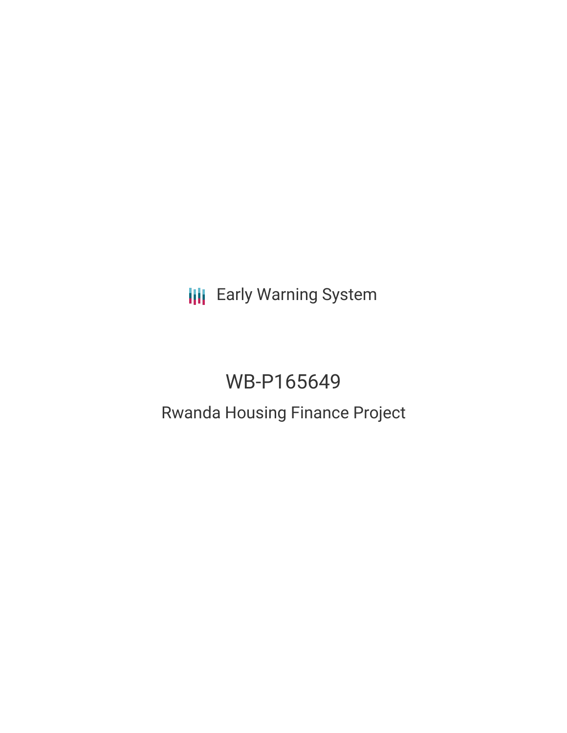Early Warning System

# WB-P165649

## Rwanda Housing Finance Project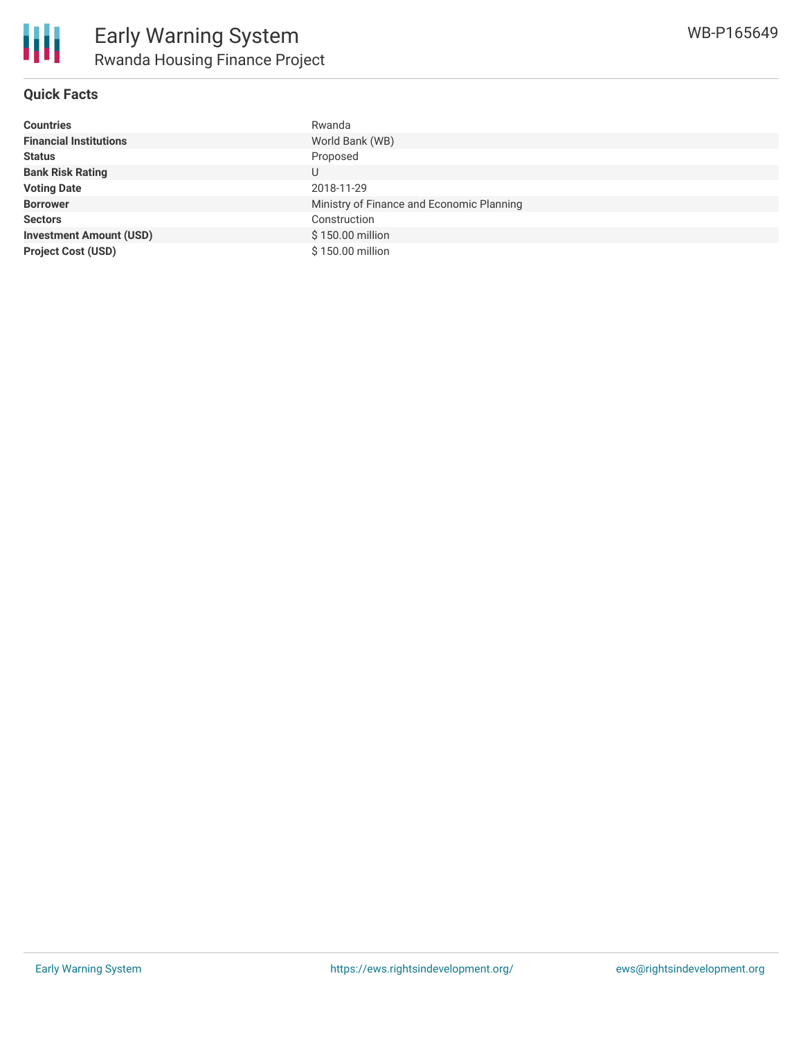## Quick Facts

| | |
|---|---|
| **Countries** | Rwanda |
| **Financial Institutions** | World Bank (WB) |
| **Status** | Proposed |
| **Bank Risk Rating** | U |
| **Voting Date** | 2018-11-29 |
| **Borrower** | Ministry of Finance and Economic Planning |
| **Sectors** | Construction |
| **Investment Amount (USD)** | $ 150.00 million |
| **Project Cost (USD)** | $ 150.00 million |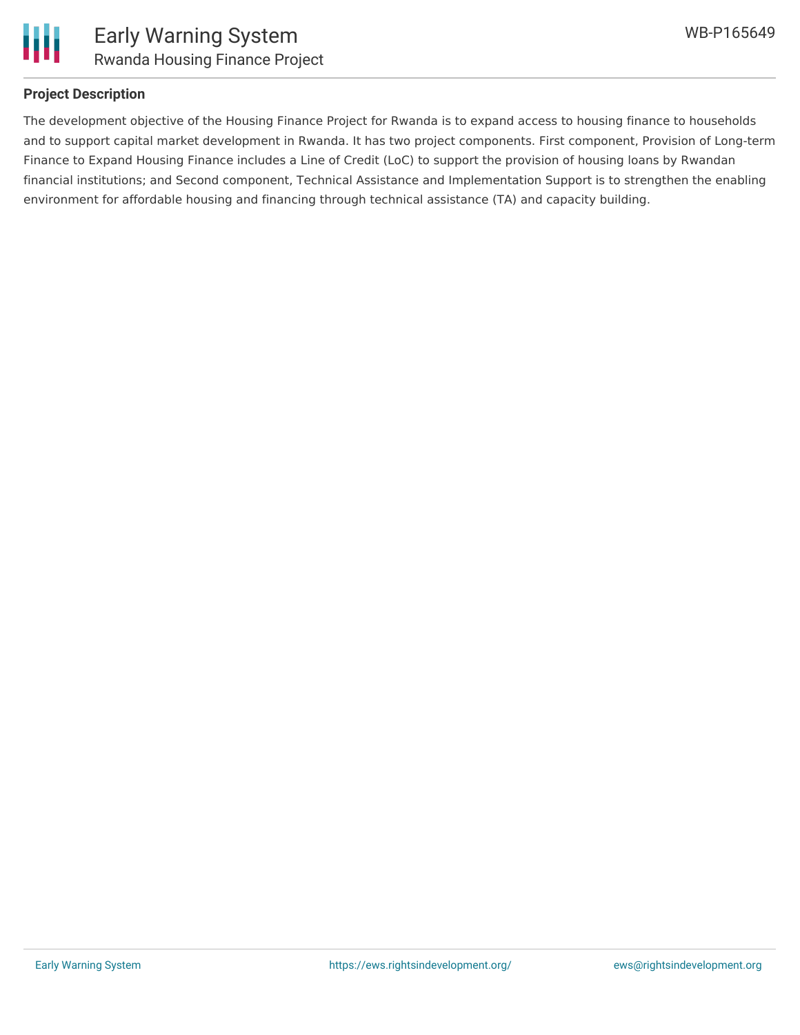## Project Description

The development objective of the Housing Finance Project for Rwanda is to expand access to housing finance to households and to support capital market development in Rwanda. It has two project components. First component, Provision of Long-term Finance to Expand Housing Finance includes a Line of Credit (LoC) to support the provision of housing loans by Rwandan financial institutions; and Second component, Technical Assistance and Implementation Support is to strengthen the enabling environment for affordable housing and financing through technical assistance (TA) and capacity building.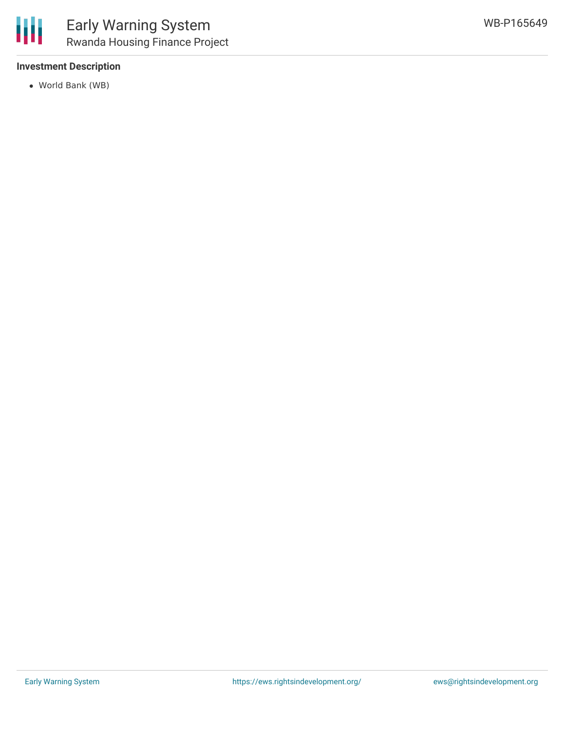### Investment Description

- World Bank (WB)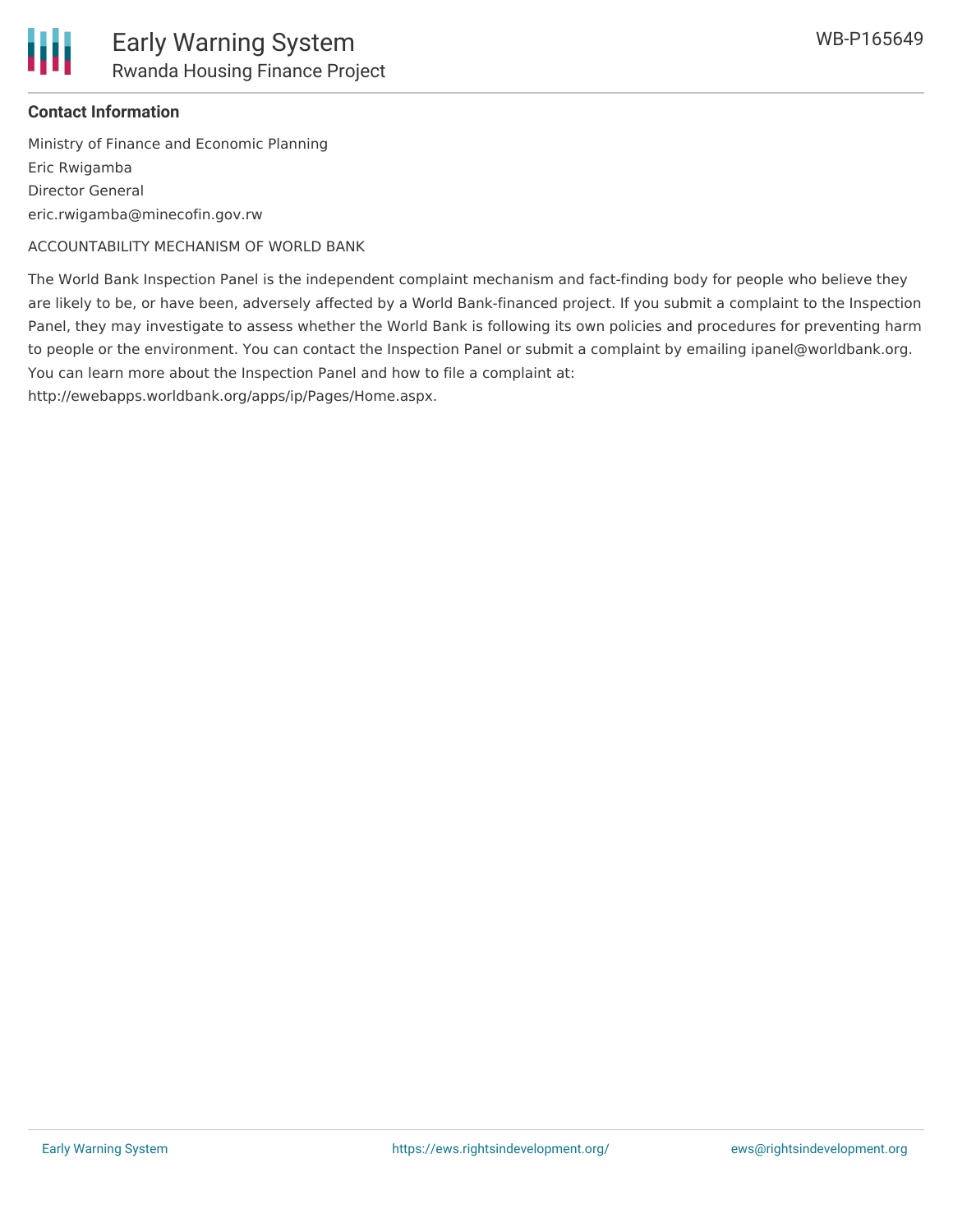**Contact Information**

Ministry of Finance and Economic Planning
Eric Rwigamba
Director General
eric.rwigamba@minecofin.gov.rw

ACCOUNTABILITY MECHANISM OF WORLD BANK

The World Bank Inspection Panel is the independent complaint mechanism and fact-finding body for people who believe they are likely to be, or have been, adversely affected by a World Bank-financed project. If you submit a complaint to the Inspection Panel, they may investigate to assess whether the World Bank is following its own policies and procedures for preventing harm to people or the environment. You can contact the Inspection Panel or submit a complaint by emailing ipanel@worldbank.org. You can learn more about the Inspection Panel and how to file a complaint at: http://ewebapps.worldbank.org/apps/ip/Pages/Home.aspx.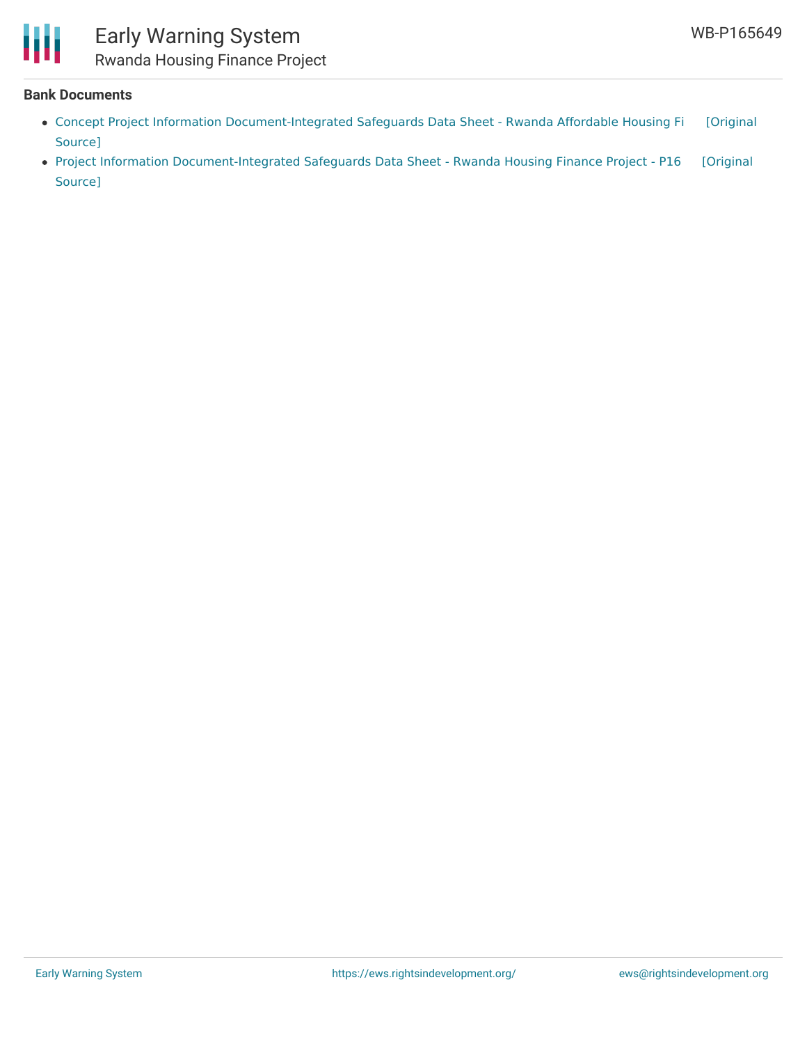**Bank Documents**

- Concept Project Information Document-Integrated Safeguards Data Sheet - Rwanda Affordable Housing Fi [Original Source]
- Project Information Document-Integrated Safeguards Data Sheet - Rwanda Housing Finance Project - P16 [Original Source]